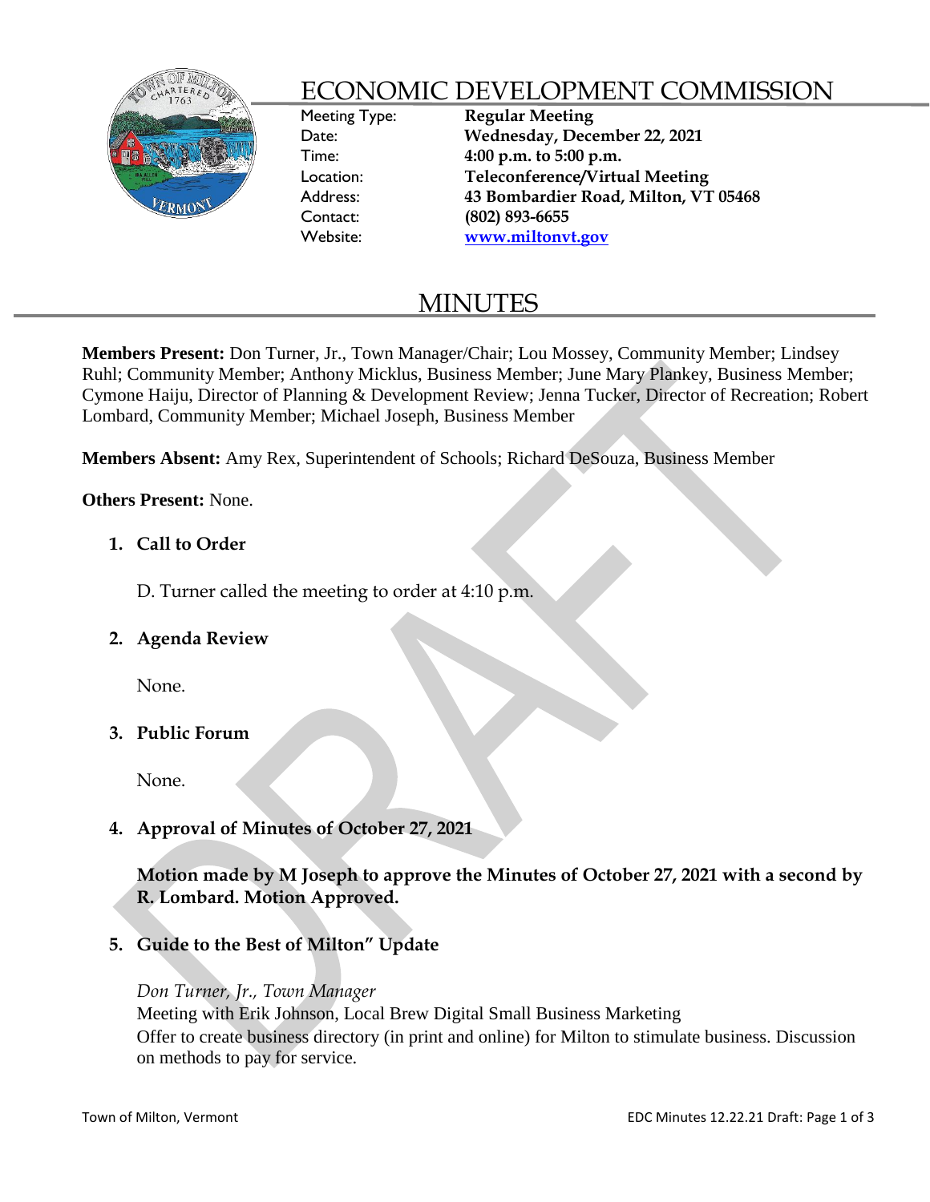# ECONOMIC DEVELOPMENT COMMISSION

Meeting Type: **Regular Meeting**
Date: **Wednesday, December 22, 2021**
Time: **4:00 p.m. to 5:00 p.m.**
Location: **Teleconference/Virtual Meeting**
Address: **43 Bombardier Road, Milton, VT 05468**
Contact: **(802) 893-6655**
Website: **www.miltonvt.gov**

# MINUTES

**Members Present:** Don Turner, Jr., Town Manager/Chair; Lou Mossey, Community Member; Lindsey Ruhl; Community Member; Anthony Micklus, Business Member; June Mary Plankey, Business Member; Cymone Haiju, Director of Planning & Development Review; Jenna Tucker, Director of Recreation; Robert Lombard, Community Member; Michael Joseph, Business Member

**Members Absent:** Amy Rex, Superintendent of Schools; Richard DeSouza, Business Member

**Others Present:** None.

1. **Call to Order**

   D. Turner called the meeting to order at 4:10 p.m.

2. **Agenda Review**

   None.

3. **Public Forum**

   None.

4. **Approval of Minutes of October 27, 2021**

   **Motion made by M Joseph to approve the Minutes of October 27, 2021 with a second by R. Lombard. Motion Approved.**

5. **Guide to the Best of Milton" Update**

   *Don Turner, Jr., Town Manager*
   Meeting with Erik Johnson, Local Brew Digital Small Business Marketing
   Offer to create business directory (in print and online) for Milton to stimulate business. Discussion on methods to pay for service.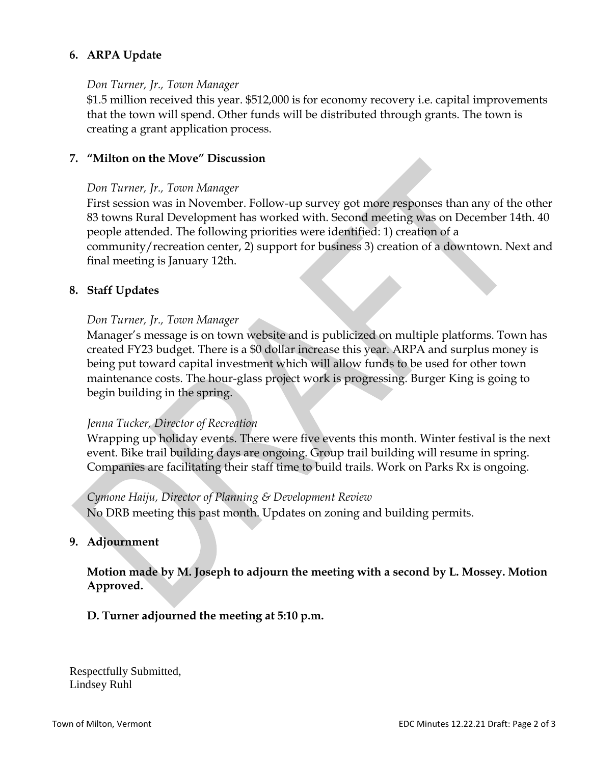## 6. ARPA Update

*Don Turner, Jr., Town Manager*

$1.5 million received this year. $512,000 is for economy recovery i.e. capital improvements that the town will spend. Other funds will be distributed through grants. The town is creating a grant application process.

## 7. "Milton on the Move" Discussion

*Don Turner, Jr., Town Manager*

First session was in November. Follow-up survey got more responses than any of the other 83 towns Rural Development has worked with. Second meeting was on December 14th. 40 people attended. The following priorities were identified: 1) creation of a community/recreation center, 2) support for business 3) creation of a downtown. Next and final meeting is January 12th.

## 8. Staff Updates

*Don Turner, Jr., Town Manager*

Manager's message is on town website and is publicized on multiple platforms. Town has created FY23 budget. There is a $0 dollar increase this year. ARPA and surplus money is being put toward capital investment which will allow funds to be used for other town maintenance costs. The hour-glass project work is progressing. Burger King is going to begin building in the spring.

*Jenna Tucker, Director of Recreation*

Wrapping up holiday events. There were five events this month. Winter festival is the next event. Bike trail building days are ongoing. Group trail building will resume in spring. Companies are facilitating their staff time to build trails. Work on Parks Rx is ongoing.

*Cymone Haiju, Director of Planning & Development Review*

No DRB meeting this past month. Updates on zoning and building permits.

## 9. Adjournment

**Motion made by M. Joseph to adjourn the meeting with a second by L. Mossey. Motion Approved.**

**D. Turner adjourned the meeting at 5:10 p.m.**

Respectfully Submitted,
Lindsey Ruhl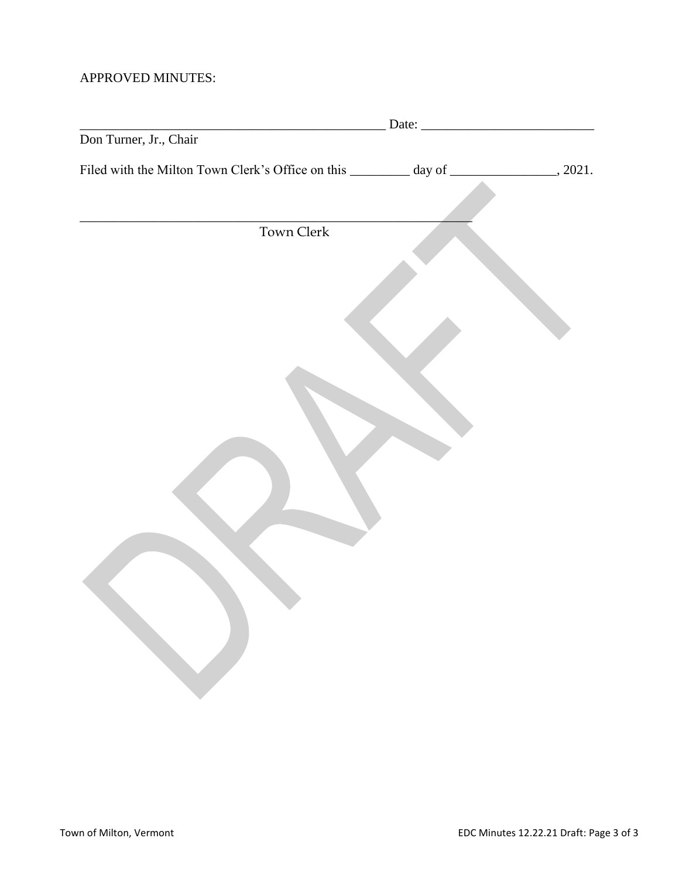APPROVED MINUTES:

_______________________________________________ Date: _________________________

Don Turner, Jr., Chair

Filed with the Milton Town Clerk's Office on this _________ day of ________________, 2021.

_______________________________________________________________

Town Clerk